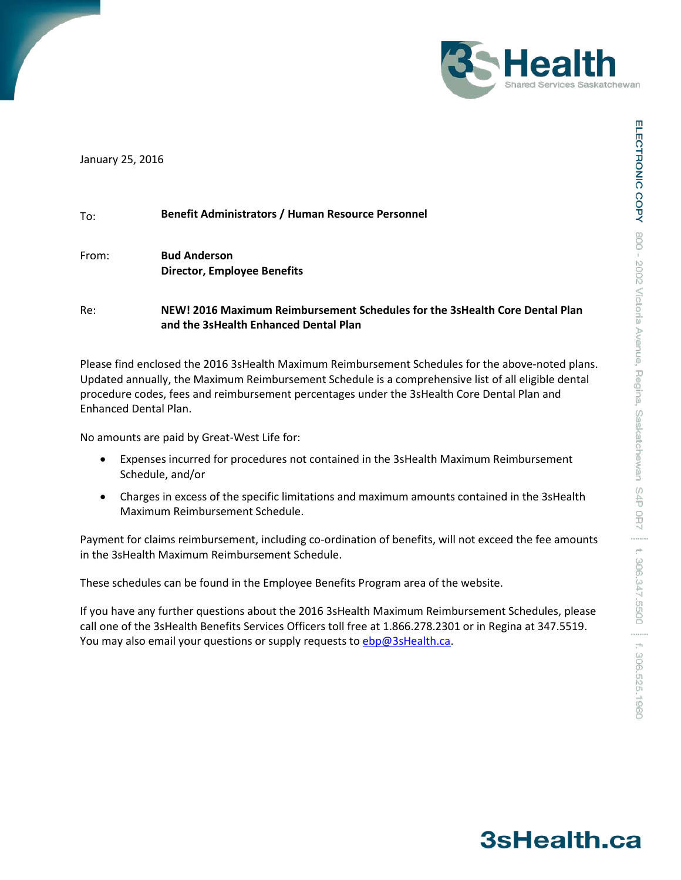January 25, 2016

To: **Benefit Administrators / Human Resource Personnel**

From: **Bud Anderson**
**Director, Employee Benefits**

Re: **NEW! 2016 Maximum Reimbursement Schedules for the 3sHealth Core Dental Plan and the 3sHealth Enhanced Dental Plan**

Please find enclosed the 2016 3sHealth Maximum Reimbursement Schedules for the above-noted plans. Updated annually, the Maximum Reimbursement Schedule is a comprehensive list of all eligible dental procedure codes, fees and reimbursement percentages under the 3sHealth Core Dental Plan and Enhanced Dental Plan.

No amounts are paid by Great-West Life for:

- Expenses incurred for procedures not contained in the 3sHealth Maximum Reimbursement Schedule, and/or
- Charges in excess of the specific limitations and maximum amounts contained in the 3sHealth Maximum Reimbursement Schedule.

Payment for claims reimbursement, including co-ordination of benefits, will not exceed the fee amounts in the 3sHealth Maximum Reimbursement Schedule.

These schedules can be found in the Employee Benefits Program area of the website.

If you have any further questions about the 2016 3sHealth Maximum Reimbursement Schedules, please call one of the 3sHealth Benefits Services Officers toll free at 1.866.278.2301 or in Regina at 347.5519. You may also email your questions or supply requests to ebp@3sHealth.ca.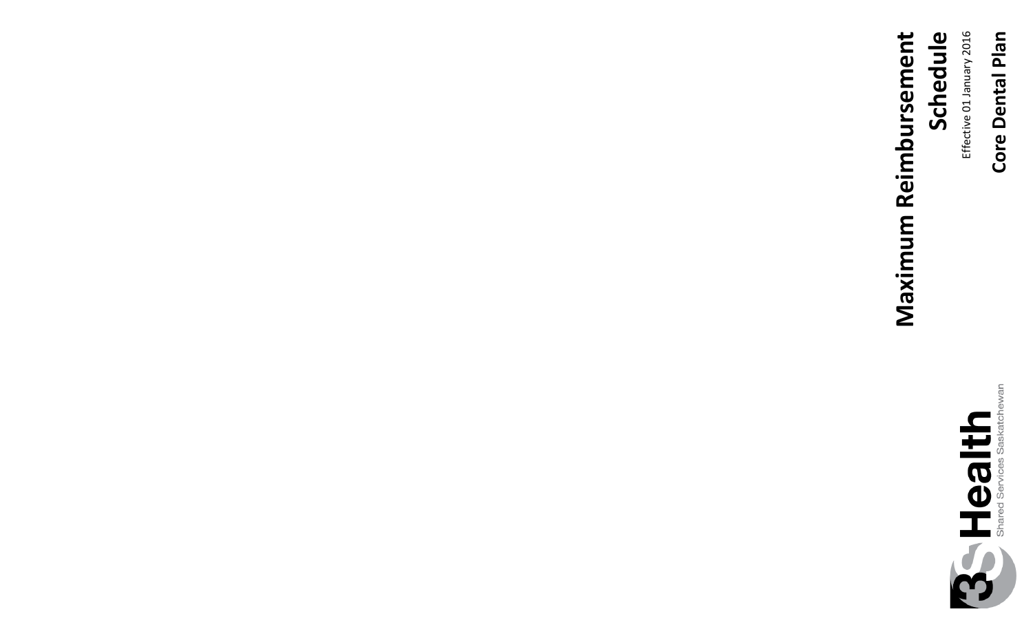# Maximum Reimbursement Schedule

Effective 01 January 2016

## Core Dental Plan

3S Health

Shared Services Saskatchewan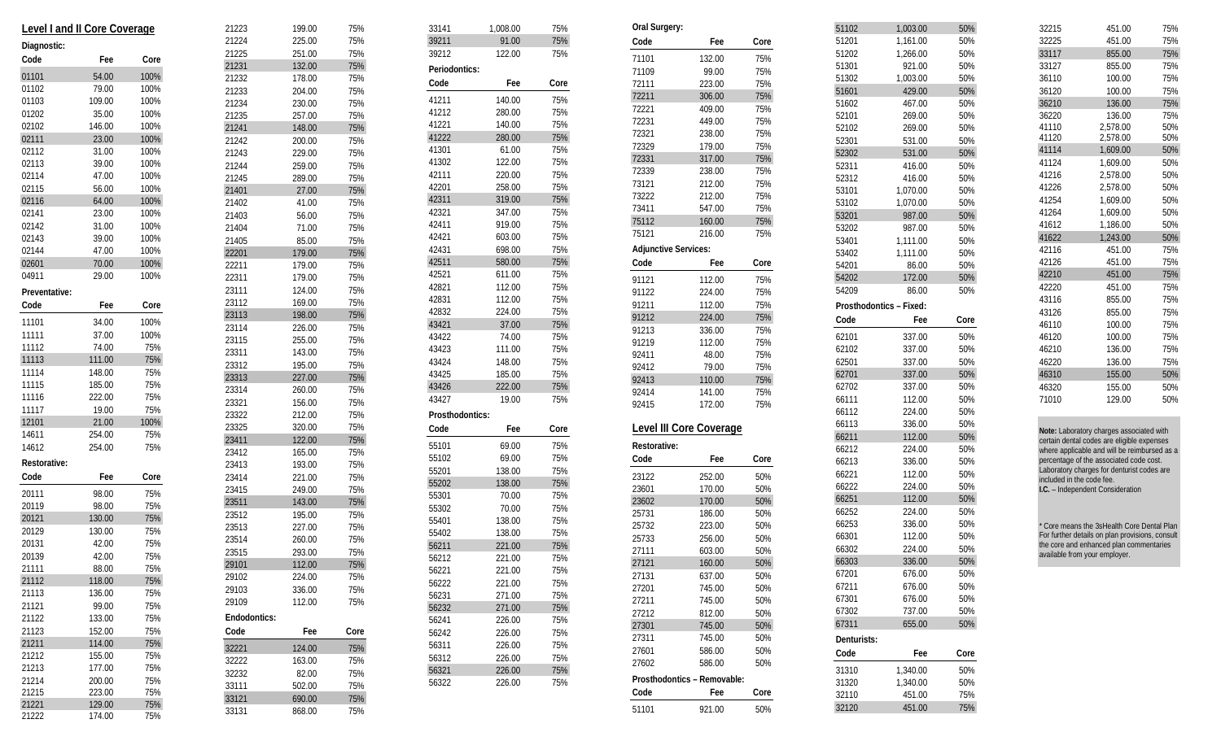## Level I and II Core Coverage

**Diagnostic:**

| Code | Fee | Core |
|---|---|---|
| 01101 | 54.00 | 100% |
| 01102 | 79.00 | 100% |
| 01103 | 109.00 | 100% |
| 01202 | 35.00 | 100% |
| 02102 | 146.00 | 100% |
| 02111 | 23.00 | 100% |
| 02112 | 31.00 | 100% |
| 02113 | 39.00 | 100% |
| 02114 | 47.00 | 100% |
| 02115 | 56.00 | 100% |
| 02116 | 64.00 | 100% |
| 02141 | 23.00 | 100% |
| 02142 | 31.00 | 100% |
| 02143 | 39.00 | 100% |
| 02144 | 47.00 | 100% |
| 02601 | 70.00 | 100% |
| 04911 | 29.00 | 100% |

**Preventative:**

| Code | Fee | Core |
|---|---|---|
| 11101 | 34.00 | 100% |
| 11111 | 37.00 | 100% |
| 11112 | 74.00 | 75% |
| 11113 | 111.00 | 75% |
| 11114 | 148.00 | 75% |
| 11115 | 185.00 | 75% |
| 11116 | 222.00 | 75% |
| 11117 | 19.00 | 75% |
| 12101 | 21.00 | 100% |
| 14611 | 254.00 | 75% |
| 14612 | 254.00 | 75% |

**Restorative:**

| Code | Fee | Core |
|---|---|---|
| 20111 | 98.00 | 75% |
| 20119 | 98.00 | 75% |
| 20121 | 130.00 | 75% |
| 20129 | 130.00 | 75% |
| 20131 | 42.00 | 75% |
| 20139 | 42.00 | 75% |
| 21111 | 88.00 | 75% |
| 21112 | 118.00 | 75% |
| 21113 | 136.00 | 75% |
| 21121 | 99.00 | 75% |
| 21122 | 133.00 | 75% |
| 21123 | 152.00 | 75% |
| 21211 | 114.00 | 75% |
| 21212 | 155.00 | 75% |
| 21213 | 177.00 | 75% |
| 21214 | 200.00 | 75% |
| 21215 | 223.00 | 75% |
| 21221 | 129.00 | 75% |
| 21222 | 174.00 | 75% |
| 21223 | 199.00 | 75% |
| 21224 | 225.00 | 75% |
| 21225 | 251.00 | 75% |
| 21231 | 132.00 | 75% |
| 21232 | 178.00 | 75% |
| 21233 | 204.00 | 75% |
| 21234 | 230.00 | 75% |
| 21235 | 257.00 | 75% |
| 21241 | 148.00 | 75% |
| 21242 | 200.00 | 75% |
| 21243 | 229.00 | 75% |
| 21244 | 259.00 | 75% |
| 21245 | 289.00 | 75% |
| 21401 | 27.00 | 75% |
| 21402 | 41.00 | 75% |
| 21403 | 56.00 | 75% |
| 21404 | 71.00 | 75% |
| 21405 | 85.00 | 75% |
| 22201 | 179.00 | 75% |
| 22211 | 179.00 | 75% |
| 22311 | 179.00 | 75% |
| 23111 | 124.00 | 75% |
| 23112 | 169.00 | 75% |
| 23113 | 198.00 | 75% |
| 23114 | 226.00 | 75% |
| 23115 | 255.00 | 75% |
| 23311 | 143.00 | 75% |
| 23312 | 195.00 | 75% |
| 23313 | 227.00 | 75% |
| 23314 | 260.00 | 75% |
| 23321 | 156.00 | 75% |
| 23322 | 212.00 | 75% |
| 23325 | 320.00 | 75% |
| 23411 | 122.00 | 75% |
| 23412 | 165.00 | 75% |
| 23413 | 193.00 | 75% |
| 23414 | 221.00 | 75% |
| 23415 | 249.00 | 75% |
| 23511 | 143.00 | 75% |
| 23512 | 195.00 | 75% |
| 23513 | 227.00 | 75% |
| 23514 | 260.00 | 75% |
| 23515 | 293.00 | 75% |
| 29101 | 112.00 | 75% |
| 29102 | 224.00 | 75% |
| 29103 | 336.00 | 75% |
| 29109 | 112.00 | 75% |

**Endodontics:**

| Code | Fee | Core |
|---|---|---|
| 32221 | 124.00 | 75% |
| 32222 | 163.00 | 75% |
| 32232 | 82.00 | 75% |
| 33111 | 502.00 | 75% |
| 33121 | 690.00 | 75% |
| 33131 | 868.00 | 75% |
| 33141 | 1,008.00 | 75% |
| 39211 | 91.00 | 75% |
| 39212 | 122.00 | 75% |

**Periodontics:**

| Code | Fee | Core |
|---|---|---|
| 41211 | 140.00 | 75% |
| 41212 | 280.00 | 75% |
| 41221 | 140.00 | 75% |
| 41222 | 280.00 | 75% |
| 41301 | 61.00 | 75% |
| 41302 | 122.00 | 75% |
| 42111 | 220.00 | 75% |
| 42201 | 258.00 | 75% |
| 42311 | 319.00 | 75% |
| 42321 | 347.00 | 75% |
| 42411 | 919.00 | 75% |
| 42421 | 603.00 | 75% |
| 42431 | 698.00 | 75% |
| 42511 | 580.00 | 75% |
| 42521 | 611.00 | 75% |
| 42821 | 112.00 | 75% |
| 42831 | 112.00 | 75% |
| 42832 | 224.00 | 75% |
| 43421 | 37.00 | 75% |
| 43422 | 74.00 | 75% |
| 43423 | 111.00 | 75% |
| 43424 | 148.00 | 75% |
| 43425 | 185.00 | 75% |
| 43426 | 222.00 | 75% |
| 43427 | 19.00 | 75% |

**Prosthodontics:**

| Code | Fee | Core |
|---|---|---|
| 55101 | 69.00 | 75% |
| 55102 | 69.00 | 75% |
| 55201 | 138.00 | 75% |
| 55202 | 138.00 | 75% |
| 55301 | 70.00 | 75% |
| 55302 | 70.00 | 75% |
| 55401 | 138.00 | 75% |
| 55402 | 138.00 | 75% |
| 56211 | 221.00 | 75% |
| 56212 | 221.00 | 75% |
| 56221 | 221.00 | 75% |
| 56222 | 221.00 | 75% |
| 56231 | 271.00 | 75% |
| 56232 | 271.00 | 75% |
| 56241 | 226.00 | 75% |
| 56242 | 226.00 | 75% |
| 56311 | 226.00 | 75% |
| 56312 | 226.00 | 75% |
| 56321 | 226.00 | 75% |
| 56322 | 226.00 | 75% |

**Oral Surgery:**

| Code | Fee | Core |
|---|---|---|
| 71101 | 132.00 | 75% |
| 71109 | 99.00 | 75% |
| 72111 | 223.00 | 75% |
| 72211 | 306.00 | 75% |
| 72221 | 409.00 | 75% |
| 72231 | 449.00 | 75% |
| 72321 | 238.00 | 75% |
| 72329 | 179.00 | 75% |
| 72331 | 317.00 | 75% |
| 72339 | 238.00 | 75% |
| 73121 | 212.00 | 75% |
| 73222 | 212.00 | 75% |
| 73411 | 547.00 | 75% |
| 75112 | 160.00 | 75% |
| 75121 | 216.00 | 75% |

**Adjunctive Services:**

| Code | Fee | Core |
|---|---|---|
| 91121 | 112.00 | 75% |
| 91122 | 224.00 | 75% |
| 91211 | 112.00 | 75% |
| 91212 | 224.00 | 75% |
| 91213 | 336.00 | 75% |
| 91219 | 112.00 | 75% |
| 92411 | 48.00 | 75% |
| 92412 | 79.00 | 75% |
| 92413 | 110.00 | 75% |
| 92414 | 141.00 | 75% |
| 92415 | 172.00 | 75% |

## Level III Core Coverage

**Restorative:**

| Code | Fee | Core |
|---|---|---|
| 23122 | 252.00 | 50% |
| 23601 | 170.00 | 50% |
| 23602 | 170.00 | 50% |
| 25731 | 186.00 | 50% |
| 25732 | 223.00 | 50% |
| 25733 | 256.00 | 50% |
| 27111 | 603.00 | 50% |
| 27121 | 160.00 | 50% |
| 27131 | 637.00 | 50% |
| 27201 | 745.00 | 50% |
| 27211 | 745.00 | 50% |
| 27212 | 812.00 | 50% |
| 27301 | 745.00 | 50% |
| 27311 | 745.00 | 50% |
| 27601 | 586.00 | 50% |
| 27602 | 586.00 | 50% |

**Prosthodontics – Removable:**

| Code | Fee | Core |
|---|---|---|
| 51101 | 921.00 | 50% |
| 51102 | 1,003.00 | 50% |
| 51201 | 1,161.00 | 50% |
| 51202 | 1,266.00 | 50% |
| 51301 | 921.00 | 50% |
| 51302 | 1,003.00 | 50% |
| 51601 | 429.00 | 50% |
| 51602 | 467.00 | 50% |
| 52101 | 269.00 | 50% |
| 52102 | 269.00 | 50% |
| 52301 | 531.00 | 50% |
| 52302 | 531.00 | 50% |
| 52311 | 416.00 | 50% |
| 52312 | 416.00 | 50% |
| 53101 | 1,070.00 | 50% |
| 53102 | 1,070.00 | 50% |
| 53201 | 987.00 | 50% |
| 53202 | 987.00 | 50% |
| 53401 | 1,111.00 | 50% |
| 53402 | 1,111.00 | 50% |
| 54201 | 86.00 | 50% |
| 54202 | 172.00 | 50% |
| 54209 | 86.00 | 50% |

**Prosthodontics – Fixed:**

| Code | Fee | Core |
|---|---|---|
| 62101 | 337.00 | 50% |
| 62102 | 337.00 | 50% |
| 62501 | 337.00 | 50% |
| 62701 | 337.00 | 50% |
| 62702 | 337.00 | 50% |
| 66111 | 112.00 | 50% |
| 66112 | 224.00 | 50% |
| 66113 | 336.00 | 50% |
| 66211 | 112.00 | 50% |
| 66212 | 224.00 | 50% |
| 66213 | 336.00 | 50% |
| 66221 | 112.00 | 50% |
| 66222 | 224.00 | 50% |
| 66251 | 112.00 | 50% |
| 66252 | 224.00 | 50% |
| 66253 | 336.00 | 50% |
| 66301 | 112.00 | 50% |
| 66302 | 224.00 | 50% |
| 66303 | 336.00 | 50% |
| 67201 | 676.00 | 50% |
| 67211 | 676.00 | 50% |
| 67301 | 676.00 | 50% |
| 67302 | 737.00 | 50% |
| 67311 | 655.00 | 50% |

**Denturists:**

| Code | Fee | Core |
|---|---|---|
| 31310 | 1,340.00 | 50% |
| 31320 | 1,340.00 | 50% |
| 32110 | 451.00 | 75% |
| 32120 | 451.00 | 75% |
| 32215 | 451.00 | 75% |
| 32225 | 451.00 | 75% |
| 33117 | 855.00 | 75% |
| 33127 | 855.00 | 75% |
| 36110 | 100.00 | 75% |
| 36120 | 100.00 | 75% |
| 36210 | 136.00 | 75% |
| 36220 | 136.00 | 75% |
| 41110 | 2,578.00 | 50% |
| 41120 | 2,578.00 | 50% |
| 41114 | 1,609.00 | 50% |
| 41124 | 1,609.00 | 50% |
| 41216 | 2,578.00 | 50% |
| 41226 | 2,578.00 | 50% |
| 41254 | 1,609.00 | 50% |
| 41264 | 1,609.00 | 50% |
| 41612 | 1,186.00 | 50% |
| 41622 | 1,243.00 | 50% |
| 42116 | 451.00 | 75% |
| 42126 | 451.00 | 75% |
| 42210 | 451.00 | 75% |
| 42220 | 451.00 | 75% |
| 43116 | 855.00 | 75% |
| 43126 | 855.00 | 75% |
| 46110 | 100.00 | 75% |
| 46120 | 100.00 | 75% |
| 46210 | 136.00 | 75% |
| 46220 | 136.00 | 75% |
| 46310 | 155.00 | 50% |
| 46320 | 155.00 | 50% |
| 71010 | 129.00 | 50% |

**Note:** Laboratory charges associated with certain dental codes are eligible expenses where applicable and will be reimbursed as a percentage of the associated code cost. Laboratory charges for denturist codes are included in the code fee.
**I.C.** – Independent Consideration

* Core means the 3sHealth Core Dental Plan For further details on plan provisions, consult the core and enhanced plan commentaries available from your employer.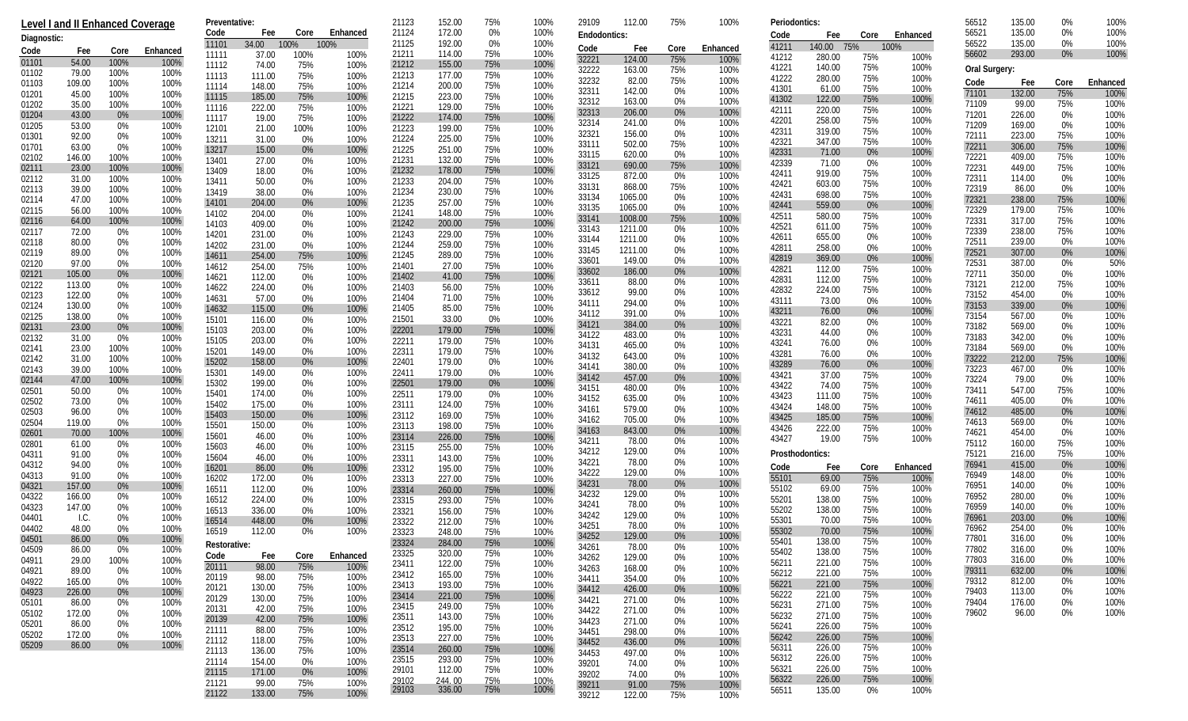## Level I and II Enhanced Coverage

### Diagnostic:

| Code | Fee | Core | Enhanced |
|---|---|---|---|
| 01101 | 54.00 | 100% | 100% |
| 01102 | 79.00 | 100% | 100% |
| 01103 | 109.00 | 100% | 100% |
| 01201 | 45.00 | 100% | 100% |
| 01202 | 35.00 | 100% | 100% |
| 01204 | 43.00 | 0% | 100% |
| 01205 | 53.00 | 0% | 100% |
| 01301 | 92.00 | 0% | 100% |
| 01701 | 63.00 | 0% | 100% |
| 02102 | 146.00 | 100% | 100% |
| 02111 | 23.00 | 100% | 100% |
| 02112 | 31.00 | 100% | 100% |
| 02113 | 39.00 | 100% | 100% |
| 02114 | 47.00 | 100% | 100% |
| 02115 | 56.00 | 100% | 100% |
| 02116 | 64.00 | 100% | 100% |
| 02117 | 72.00 | 0% | 100% |
| 02118 | 80.00 | 0% | 100% |
| 02119 | 89.00 | 0% | 100% |
| 02120 | 97.00 | 0% | 100% |
| 02121 | 105.00 | 0% | 100% |
| 02122 | 113.00 | 0% | 100% |
| 02123 | 122.00 | 0% | 100% |
| 02124 | 130.00 | 0% | 100% |
| 02125 | 138.00 | 0% | 100% |
| 02131 | 23.00 | 0% | 100% |
| 02132 | 31.00 | 0% | 100% |
| 02141 | 23.00 | 100% | 100% |
| 02142 | 31.00 | 100% | 100% |
| 02143 | 39.00 | 100% | 100% |
| 02144 | 47.00 | 100% | 100% |
| 02501 | 50.00 | 0% | 100% |
| 02502 | 73.00 | 0% | 100% |
| 02503 | 96.00 | 0% | 100% |
| 02504 | 119.00 | 0% | 100% |
| 02601 | 70.00 | 100% | 100% |
| 02801 | 61.00 | 0% | 100% |
| 04311 | 91.00 | 0% | 100% |
| 04312 | 94.00 | 0% | 100% |
| 04313 | 91.00 | 0% | 100% |
| 04321 | 157.00 | 0% | 100% |
| 04322 | 166.00 | 0% | 100% |
| 04323 | 147.00 | 0% | 100% |
| 04401 | I.C. | 0% | 100% |
| 04402 | 48.00 | 0% | 100% |
| 04501 | 86.00 | 0% | 100% |
| 04509 | 86.00 | 0% | 100% |
| 04911 | 29.00 | 100% | 100% |
| 04921 | 89.00 | 0% | 100% |
| 04922 | 165.00 | 0% | 100% |
| 04923 | 226.00 | 0% | 100% |
| 05101 | 86.00 | 0% | 100% |
| 05102 | 172.00 | 0% | 100% |
| 05201 | 86.00 | 0% | 100% |
| 05202 | 172.00 | 0% | 100% |
| 05209 | 86.00 | 0% | 100% |

### Preventative:

| Code | Fee | Core | Enhanced |
|---|---|---|---|
| 11101 | 34.00 | 100% | 100% |
| 11111 | 37.00 | 100% | 100% |
| 11112 | 74.00 | 75% | 100% |
| 11113 | 111.00 | 75% | 100% |
| 11114 | 148.00 | 75% | 100% |
| 11115 | 185.00 | 75% | 100% |
| 11116 | 222.00 | 75% | 100% |
| 11117 | 19.00 | 75% | 100% |
| 12101 | 21.00 | 100% | 100% |
| 13211 | 31.00 | 0% | 100% |
| 13217 | 15.00 | 0% | 100% |
| 13401 | 27.00 | 0% | 100% |
| 13409 | 18.00 | 0% | 100% |
| 13411 | 50.00 | 0% | 100% |
| 13419 | 38.00 | 0% | 100% |
| 14101 | 204.00 | 0% | 100% |
| 14102 | 204.00 | 0% | 100% |
| 14103 | 409.00 | 0% | 100% |
| 14201 | 231.00 | 0% | 100% |
| 14202 | 231.00 | 0% | 100% |
| 14611 | 254.00 | 75% | 100% |
| 14612 | 254.00 | 75% | 100% |
| 14621 | 112.00 | 0% | 100% |
| 14622 | 224.00 | 0% | 100% |
| 14631 | 57.00 | 0% | 100% |
| 14632 | 115.00 | 0% | 100% |
| 15101 | 116.00 | 0% | 100% |
| 15103 | 203.00 | 0% | 100% |
| 15105 | 203.00 | 0% | 100% |
| 15201 | 149.00 | 0% | 100% |
| 15202 | 158.00 | 0% | 100% |
| 15301 | 149.00 | 0% | 100% |
| 15302 | 199.00 | 0% | 100% |
| 15401 | 174.00 | 0% | 100% |
| 15402 | 175.00 | 0% | 100% |
| 15403 | 150.00 | 0% | 100% |
| 15501 | 150.00 | 0% | 100% |
| 15601 | 46.00 | 0% | 100% |
| 15603 | 46.00 | 0% | 100% |
| 15604 | 46.00 | 0% | 100% |
| 16201 | 86.00 | 0% | 100% |
| 16202 | 172.00 | 0% | 100% |
| 16511 | 112.00 | 0% | 100% |
| 16512 | 224.00 | 0% | 100% |
| 16513 | 336.00 | 0% | 100% |
| 16514 | 448.00 | 0% | 100% |
| 16519 | 112.00 | 0% | 100% |

### Restorative:

| Code | Fee | Core | Enhanced |
|---|---|---|---|
| 20111 | 98.00 | 75% | 100% |
| 20119 | 98.00 | 75% | 100% |
| 20121 | 130.00 | 75% | 100% |
| 20129 | 130.00 | 75% | 100% |
| 20131 | 42.00 | 75% | 100% |
| 20139 | 42.00 | 75% | 100% |
| 21111 | 88.00 | 75% | 100% |
| 21112 | 118.00 | 75% | 100% |
| 21113 | 136.00 | 75% | 100% |
| 21114 | 154.00 | 0% | 100% |
| 21115 | 171.00 | 0% | 100% |
| 21121 | 99.00 | 75% | 100% |
| 21122 | 133.00 | 75% | 100% |
| 21123 | 152.00 | 75% | 100% |
| 21124 | 172.00 | 0% | 100% |
| 21125 | 192.00 | 0% | 100% |
| 21211 | 114.00 | 75% | 100% |
| 21212 | 155.00 | 75% | 100% |
| 21213 | 177.00 | 75% | 100% |
| 21214 | 200.00 | 75% | 100% |
| 21215 | 223.00 | 75% | 100% |
| 21221 | 129.00 | 75% | 100% |
| 21222 | 174.00 | 75% | 100% |
| 21223 | 199.00 | 75% | 100% |
| 21224 | 225.00 | 75% | 100% |
| 21225 | 251.00 | 75% | 100% |
| 21231 | 132.00 | 75% | 100% |
| 21232 | 178.00 | 75% | 100% |
| 21233 | 204.00 | 75% | 100% |
| 21234 | 230.00 | 75% | 100% |
| 21235 | 257.00 | 75% | 100% |
| 21241 | 148.00 | 75% | 100% |
| 21242 | 200.00 | 75% | 100% |
| 21243 | 229.00 | 75% | 100% |
| 21244 | 259.00 | 75% | 100% |
| 21245 | 289.00 | 75% | 100% |
| 21401 | 27.00 | 75% | 100% |
| 21402 | 41.00 | 75% | 100% |
| 21403 | 56.00 | 75% | 100% |
| 21404 | 71.00 | 75% | 100% |
| 21405 | 85.00 | 75% | 100% |
| 21501 | 33.00 | 0% | 100% |
| 22201 | 179.00 | 75% | 100% |
| 22211 | 179.00 | 75% | 100% |
| 22311 | 179.00 | 75% | 100% |
| 22401 | 179.00 | 0% | 100% |
| 22411 | 179.00 | 0% | 100% |
| 22501 | 179.00 | 0% | 100% |
| 22511 | 179.00 | 0% | 100% |
| 23111 | 124.00 | 75% | 100% |
| 23112 | 169.00 | 75% | 100% |
| 23113 | 198.00 | 75% | 100% |
| 23114 | 226.00 | 75% | 100% |
| 23115 | 255.00 | 75% | 100% |
| 23311 | 143.00 | 75% | 100% |
| 23312 | 195.00 | 75% | 100% |
| 23313 | 227.00 | 75% | 100% |
| 23314 | 260.00 | 75% | 100% |
| 23315 | 293.00 | 75% | 100% |
| 23321 | 156.00 | 75% | 100% |
| 23322 | 212.00 | 75% | 100% |
| 23323 | 248.00 | 75% | 100% |
| 23324 | 284.00 | 75% | 100% |
| 23325 | 320.00 | 75% | 100% |
| 23411 | 122.00 | 75% | 100% |
| 23412 | 165.00 | 75% | 100% |
| 23413 | 193.00 | 75% | 100% |
| 23414 | 221.00 | 75% | 100% |
| 23415 | 249.00 | 75% | 100% |
| 23511 | 143.00 | 75% | 100% |
| 23512 | 195.00 | 75% | 100% |
| 23513 | 227.00 | 75% | 100% |
| 23514 | 260.00 | 75% | 100% |
| 23515 | 293.00 | 75% | 100% |
| 29101 | 112.00 | 75% | 100% |
| 29102 | 244.00 | 75% | 100% |
| 29103 | 336.00 | 75% | 100% |
| 29109 | 112.00 | 75% | 100% |

### Endodontics:

| Code | Fee | Core | Enhanced |
|---|---|---|---|
| 32221 | 124.00 | 75% | 100% |
| 32222 | 163.00 | 75% | 100% |
| 32232 | 82.00 | 75% | 100% |
| 32311 | 142.00 | 0% | 100% |
| 32312 | 163.00 | 0% | 100% |
| 32313 | 206.00 | 0% | 100% |
| 32314 | 241.00 | 0% | 100% |
| 32321 | 156.00 | 0% | 100% |
| 33111 | 502.00 | 75% | 100% |
| 33115 | 620.00 | 0% | 100% |
| 33121 | 690.00 | 75% | 100% |
| 33125 | 872.00 | 0% | 100% |
| 33131 | 868.00 | 75% | 100% |
| 33134 | 1065.00 | 0% | 100% |
| 33135 | 1065.00 | 0% | 100% |
| 33141 | 1008.00 | 75% | 100% |
| 33143 | 1211.00 | 0% | 100% |
| 33144 | 1211.00 | 0% | 100% |
| 33145 | 1211.00 | 0% | 100% |
| 33601 | 149.00 | 0% | 100% |
| 33602 | 186.00 | 0% | 100% |
| 33611 | 88.00 | 0% | 100% |
| 33612 | 99.00 | 0% | 100% |
| 34111 | 294.00 | 0% | 100% |
| 34112 | 391.00 | 0% | 100% |
| 34121 | 384.00 | 0% | 100% |
| 34122 | 483.00 | 0% | 100% |
| 34131 | 465.00 | 0% | 100% |
| 34132 | 643.00 | 0% | 100% |
| 34141 | 380.00 | 0% | 100% |
| 34142 | 457.00 | 0% | 100% |
| 34151 | 480.00 | 0% | 100% |
| 34152 | 635.00 | 0% | 100% |
| 34161 | 579.00 | 0% | 100% |
| 34162 | 705.00 | 0% | 100% |
| 34163 | 843.00 | 0% | 100% |
| 34211 | 78.00 | 0% | 100% |
| 34212 | 129.00 | 0% | 100% |
| 34221 | 78.00 | 0% | 100% |
| 34222 | 129.00 | 0% | 100% |
| 34231 | 78.00 | 0% | 100% |
| 34232 | 129.00 | 0% | 100% |
| 34241 | 78.00 | 0% | 100% |
| 34242 | 129.00 | 0% | 100% |
| 34251 | 78.00 | 0% | 100% |
| 34252 | 129.00 | 0% | 100% |
| 34261 | 78.00 | 0% | 100% |
| 34262 | 129.00 | 0% | 100% |
| 34263 | 168.00 | 0% | 100% |
| 34411 | 354.00 | 0% | 100% |
| 34412 | 426.00 | 0% | 100% |
| 34421 | 271.00 | 0% | 100% |
| 34422 | 271.00 | 0% | 100% |
| 34423 | 271.00 | 0% | 100% |
| 34451 | 298.00 | 0% | 100% |
| 34452 | 436.00 | 0% | 100% |
| 34453 | 497.00 | 0% | 100% |
| 39201 | 74.00 | 0% | 100% |
| 39202 | 74.00 | 0% | 100% |
| 39211 | 91.00 | 75% | 100% |
| 39212 | 122.00 | 75% | 100% |

### Periodontics:

| Code | Fee | Core | Enhanced |
|---|---|---|---|
| 41211 | 140.00 | 75% | 100% |
| 41212 | 280.00 | 75% | 100% |
| 41221 | 140.00 | 75% | 100% |
| 41222 | 280.00 | 75% | 100% |
| 41301 | 61.00 | 75% | 100% |
| 41302 | 122.00 | 75% | 100% |
| 42111 | 220.00 | 75% | 100% |
| 42201 | 258.00 | 75% | 100% |
| 42311 | 319.00 | 75% | 100% |
| 42321 | 347.00 | 75% | 100% |
| 42331 | 71.00 | 0% | 100% |
| 42339 | 71.00 | 0% | 100% |
| 42411 | 919.00 | 75% | 100% |
| 42421 | 603.00 | 75% | 100% |
| 42431 | 698.00 | 75% | 100% |
| 42441 | 559.00 | 0% | 100% |
| 42511 | 580.00 | 75% | 100% |
| 42521 | 611.00 | 75% | 100% |
| 42611 | 655.00 | 0% | 100% |
| 42811 | 258.00 | 0% | 100% |
| 42819 | 369.00 | 0% | 100% |
| 42821 | 112.00 | 75% | 100% |
| 42831 | 112.00 | 75% | 100% |
| 42832 | 224.00 | 75% | 100% |
| 43111 | 73.00 | 0% | 100% |
| 43211 | 76.00 | 0% | 100% |
| 43221 | 82.00 | 0% | 100% |
| 43231 | 44.00 | 0% | 100% |
| 43241 | 76.00 | 0% | 100% |
| 43281 | 76.00 | 0% | 100% |
| 43289 | 76.00 | 0% | 100% |
| 43421 | 37.00 | 75% | 100% |
| 43422 | 74.00 | 75% | 100% |
| 43423 | 111.00 | 75% | 100% |
| 43424 | 148.00 | 75% | 100% |
| 43425 | 185.00 | 75% | 100% |
| 43426 | 222.00 | 75% | 100% |
| 43427 | 19.00 | 75% | 100% |

### Prosthodontics:

| Code | Fee | Core | Enhanced |
|---|---|---|---|
| 55101 | 69.00 | 75% | 100% |
| 55102 | 69.00 | 75% | 100% |
| 55201 | 138.00 | 75% | 100% |
| 55202 | 138.00 | 75% | 100% |
| 55301 | 70.00 | 75% | 100% |
| 55302 | 70.00 | 75% | 100% |
| 55401 | 138.00 | 75% | 100% |
| 55402 | 138.00 | 75% | 100% |
| 56211 | 221.00 | 75% | 100% |
| 56212 | 221.00 | 75% | 100% |
| 56221 | 221.00 | 75% | 100% |
| 56222 | 221.00 | 75% | 100% |
| 56231 | 271.00 | 75% | 100% |
| 56232 | 271.00 | 75% | 100% |
| 56241 | 226.00 | 75% | 100% |
| 56242 | 226.00 | 75% | 100% |
| 56311 | 226.00 | 75% | 100% |
| 56312 | 226.00 | 75% | 100% |
| 56321 | 226.00 | 75% | 100% |
| 56322 | 226.00 | 75% | 100% |
| 56511 | 135.00 | 0% | 100% |
| 56512 | 135.00 | 0% | 100% |
| 56521 | 135.00 | 0% | 100% |
| 56522 | 135.00 | 0% | 100% |
| 56602 | 293.00 | 0% | 100% |

### Oral Surgery:

| Code | Fee | Core | Enhanced |
|---|---|---|---|
| 71101 | 132.00 | 75% | 100% |
| 71109 | 99.00 | 75% | 100% |
| 71201 | 226.00 | 0% | 100% |
| 71209 | 169.00 | 0% | 100% |
| 72111 | 223.00 | 75% | 100% |
| 72211 | 306.00 | 75% | 100% |
| 72221 | 409.00 | 75% | 100% |
| 72231 | 449.00 | 75% | 100% |
| 72311 | 114.00 | 0% | 100% |
| 72319 | 86.00 | 0% | 100% |
| 72321 | 238.00 | 75% | 100% |
| 72329 | 179.00 | 75% | 100% |
| 72331 | 317.00 | 75% | 100% |
| 72339 | 238.00 | 75% | 100% |
| 72511 | 239.00 | 0% | 100% |
| 72521 | 307.00 | 0% | 100% |
| 72531 | 387.00 | 0% | 50% |
| 72711 | 350.00 | 0% | 100% |
| 73121 | 212.00 | 75% | 100% |
| 73152 | 454.00 | 0% | 100% |
| 73153 | 339.00 | 0% | 100% |
| 73154 | 567.00 | 0% | 100% |
| 73182 | 569.00 | 0% | 100% |
| 73183 | 342.00 | 0% | 100% |
| 73184 | 569.00 | 0% | 100% |
| 73222 | 212.00 | 75% | 100% |
| 73223 | 467.00 | 0% | 100% |
| 73224 | 79.00 | 0% | 100% |
| 73411 | 547.00 | 75% | 100% |
| 74611 | 405.00 | 0% | 100% |
| 74612 | 485.00 | 0% | 100% |
| 74613 | 569.00 | 0% | 100% |
| 74621 | 454.00 | 0% | 100% |
| 75112 | 160.00 | 75% | 100% |
| 75121 | 216.00 | 75% | 100% |
| 76941 | 415.00 | 0% | 100% |
| 76949 | 148.00 | 0% | 100% |
| 76951 | 140.00 | 0% | 100% |
| 76952 | 280.00 | 0% | 100% |
| 76959 | 140.00 | 0% | 100% |
| 76961 | 203.00 | 0% | 100% |
| 76962 | 254.00 | 0% | 100% |
| 77801 | 316.00 | 0% | 100% |
| 77802 | 316.00 | 0% | 100% |
| 77803 | 316.00 | 0% | 100% |
| 79311 | 632.00 | 0% | 100% |
| 79312 | 812.00 | 0% | 100% |
| 79403 | 113.00 | 0% | 100% |
| 79404 | 176.00 | 0% | 100% |
| 79602 | 96.00 | 0% | 100% |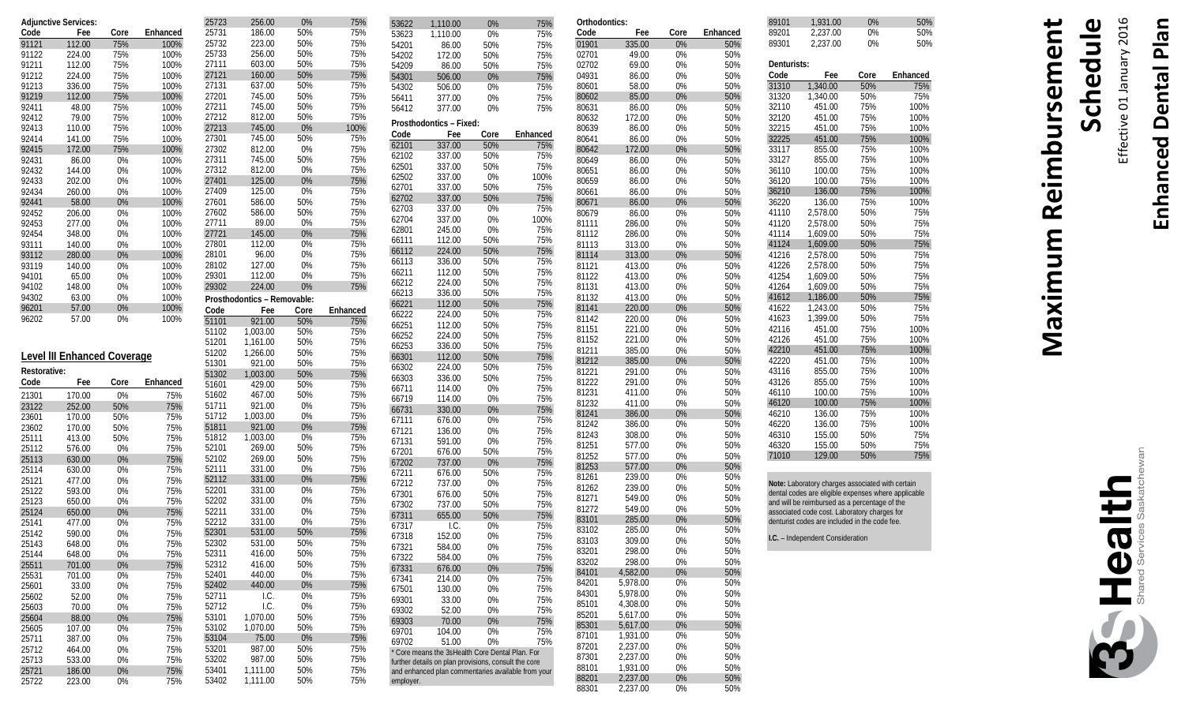**Adjunctive Services:**

| Code | Fee | Core | Enhanced |
|---|---|---|---|
| 91121 | 112.00 | 75% | 100% |
| 91122 | 224.00 | 75% | 100% |
| 91211 | 112.00 | 75% | 100% |
| 91212 | 224.00 | 75% | 100% |
| 91213 | 336.00 | 75% | 100% |
| 91219 | 112.00 | 75% | 100% |
| 92411 | 48.00 | 75% | 100% |
| 92412 | 79.00 | 75% | 100% |
| 92413 | 110.00 | 75% | 100% |
| 92414 | 141.00 | 75% | 100% |
| 92415 | 172.00 | 75% | 100% |
| 92431 | 86.00 | 0% | 100% |
| 92432 | 144.00 | 0% | 100% |
| 92433 | 202.00 | 0% | 100% |
| 92434 | 260.00 | 0% | 100% |
| 92441 | 58.00 | 0% | 100% |
| 92452 | 206.00 | 0% | 100% |
| 92453 | 277.00 | 0% | 100% |
| 92454 | 348.00 | 0% | 100% |
| 93111 | 140.00 | 0% | 100% |
| 93112 | 280.00 | 0% | 100% |
| 93119 | 140.00 | 0% | 100% |
| 94101 | 65.00 | 0% | 100% |
| 94102 | 148.00 | 0% | 100% |
| 94302 | 63.00 | 0% | 100% |
| 96201 | 57.00 | 0% | 100% |
| 96202 | 57.00 | 0% | 100% |

## Level III Enhanced Coverage

**Restorative:**

| Code | Fee | Core | Enhanced |
|---|---|---|---|
| 21301 | 170.00 | 0% | 75% |
| 23122 | 252.00 | 50% | 75% |
| 23601 | 170.00 | 50% | 75% |
| 23602 | 170.00 | 50% | 75% |
| 25111 | 413.00 | 50% | 75% |
| 25112 | 576.00 | 0% | 75% |
| 25113 | 630.00 | 0% | 75% |
| 25114 | 630.00 | 0% | 75% |
| 25121 | 477.00 | 0% | 75% |
| 25122 | 593.00 | 0% | 75% |
| 25123 | 650.00 | 0% | 75% |
| 25124 | 650.00 | 0% | 75% |
| 25141 | 477.00 | 0% | 75% |
| 25142 | 590.00 | 0% | 75% |
| 25143 | 648.00 | 0% | 75% |
| 25144 | 648.00 | 0% | 75% |
| 25511 | 701.00 | 0% | 75% |
| 25531 | 701.00 | 0% | 75% |
| 25601 | 33.00 | 0% | 75% |
| 25602 | 52.00 | 0% | 75% |
| 25603 | 70.00 | 0% | 75% |
| 25604 | 88.00 | 0% | 75% |
| 25605 | 107.00 | 0% | 75% |
| 25711 | 387.00 | 0% | 75% |
| 25712 | 464.00 | 0% | 75% |
| 25713 | 533.00 | 0% | 75% |
| 25721 | 186.00 | 0% | 75% |
| 25722 | 223.00 | 0% | 75% |
| 25723 | 256.00 | 0% | 75% |
| 25731 | 186.00 | 50% | 75% |
| 25732 | 223.00 | 50% | 75% |
| 25733 | 256.00 | 50% | 75% |
| 27111 | 603.00 | 50% | 75% |
| 27121 | 160.00 | 50% | 75% |
| 27131 | 637.00 | 50% | 75% |
| 27201 | 745.00 | 50% | 75% |
| 27211 | 745.00 | 50% | 75% |
| 27212 | 812.00 | 50% | 75% |
| 27213 | 745.00 | 0% | 100% |
| 27301 | 745.00 | 50% | 75% |
| 27302 | 812.00 | 0% | 75% |
| 27311 | 745.00 | 50% | 75% |
| 27312 | 812.00 | 0% | 75% |
| 27401 | 125.00 | 0% | 75% |
| 27409 | 125.00 | 0% | 75% |
| 27601 | 586.00 | 50% | 75% |
| 27602 | 586.00 | 50% | 75% |
| 27711 | 89.00 | 0% | 75% |
| 27721 | 145.00 | 0% | 75% |
| 27801 | 112.00 | 0% | 75% |
| 28101 | 96.00 | 0% | 75% |
| 28102 | 127.00 | 0% | 75% |
| 29301 | 112.00 | 0% | 75% |
| 29302 | 224.00 | 0% | 75% |

**Prosthodontics – Removable:**

| Code | Fee | Core | Enhanced |
|---|---|---|---|
| 51101 | 921.00 | 50% | 75% |
| 51102 | 1,003.00 | 50% | 75% |
| 51201 | 1,161.00 | 50% | 75% |
| 51202 | 1,266.00 | 50% | 75% |
| 51301 | 921.00 | 50% | 75% |
| 51302 | 1,003.00 | 50% | 75% |
| 51601 | 429.00 | 50% | 75% |
| 51602 | 467.00 | 50% | 75% |
| 51711 | 921.00 | 0% | 75% |
| 51712 | 1,003.00 | 0% | 75% |
| 51811 | 921.00 | 0% | 75% |
| 51812 | 1,003.00 | 0% | 75% |
| 52101 | 269.00 | 50% | 75% |
| 52102 | 269.00 | 50% | 75% |
| 52111 | 331.00 | 0% | 75% |
| 52112 | 331.00 | 0% | 75% |
| 52201 | 331.00 | 0% | 75% |
| 52202 | 331.00 | 0% | 75% |
| 52211 | 331.00 | 0% | 75% |
| 52212 | 331.00 | 0% | 75% |
| 52301 | 531.00 | 50% | 75% |
| 52302 | 531.00 | 50% | 75% |
| 52311 | 416.00 | 50% | 75% |
| 52312 | 416.00 | 50% | 75% |
| 52401 | 440.00 | 0% | 75% |
| 52402 | 440.00 | 0% | 75% |
| 52711 | I.C. | 0% | 75% |
| 52712 | I.C. | 0% | 75% |
| 53101 | 1,070.00 | 50% | 75% |
| 53102 | 1,070.00 | 50% | 75% |
| 53104 | 75.00 | 0% | 75% |
| 53201 | 987.00 | 50% | 75% |
| 53202 | 987.00 | 50% | 75% |
| 53401 | 1,111.00 | 50% | 75% |
| 53402 | 1,111.00 | 50% | 75% |
| 53622 | 1,110.00 | 0% | 75% |
| 53623 | 1,110.00 | 0% | 75% |
| 54201 | 86.00 | 50% | 75% |
| 54202 | 172.00 | 50% | 75% |
| 54209 | 86.00 | 50% | 75% |
| 54301 | 506.00 | 0% | 75% |
| 54302 | 506.00 | 0% | 75% |
| 56411 | 377.00 | 0% | 75% |
| 56412 | 377.00 | 0% | 75% |

**Prosthodontics – Fixed:**

| Code | Fee | Core | Enhanced |
|---|---|---|---|
| 62101 | 337.00 | 50% | 75% |
| 62102 | 337.00 | 50% | 75% |
| 62501 | 337.00 | 50% | 75% |
| 62502 | 337.00 | 0% | 100% |
| 62701 | 337.00 | 50% | 75% |
| 62702 | 337.00 | 50% | 75% |
| 62703 | 337.00 | 0% | 75% |
| 62704 | 337.00 | 0% | 100% |
| 62801 | 245.00 | 0% | 75% |
| 66111 | 112.00 | 50% | 75% |
| 66112 | 224.00 | 50% | 75% |
| 66113 | 336.00 | 50% | 75% |
| 66211 | 112.00 | 50% | 75% |
| 66212 | 224.00 | 50% | 75% |
| 66213 | 336.00 | 50% | 75% |
| 66221 | 112.00 | 50% | 75% |
| 66222 | 224.00 | 50% | 75% |
| 66251 | 112.00 | 50% | 75% |
| 66252 | 224.00 | 50% | 75% |
| 66253 | 336.00 | 50% | 75% |
| 66301 | 112.00 | 50% | 75% |
| 66302 | 224.00 | 50% | 75% |
| 66303 | 336.00 | 50% | 75% |
| 66711 | 114.00 | 0% | 75% |
| 66719 | 114.00 | 0% | 75% |
| 66731 | 330.00 | 0% | 75% |
| 67111 | 676.00 | 0% | 75% |
| 67121 | 136.00 | 0% | 75% |
| 67131 | 591.00 | 0% | 75% |
| 67201 | 676.00 | 50% | 75% |
| 67202 | 737.00 | 0% | 75% |
| 67211 | 676.00 | 50% | 75% |
| 67212 | 737.00 | 0% | 75% |
| 67301 | 676.00 | 50% | 75% |
| 67302 | 737.00 | 50% | 75% |
| 67311 | 655.00 | 50% | 75% |
| 67317 | I.C. | 0% | 75% |
| 67318 | 152.00 | 0% | 75% |
| 67321 | 584.00 | 0% | 75% |
| 67322 | 584.00 | 0% | 75% |
| 67331 | 676.00 | 0% | 75% |
| 67341 | 214.00 | 0% | 75% |
| 67501 | 130.00 | 0% | 75% |
| 69301 | 33.00 | 0% | 75% |
| 69302 | 52.00 | 0% | 75% |
| 69303 | 70.00 | 0% | 75% |
| 69701 | 104.00 | 0% | 75% |
| 69702 | 51.00 | 0% | 75% |

* Core means the 3sHealth Core Dental Plan. For further details on plan provisions, consult the core and enhanced plan commentaries available from your employer.

**Orthodontics:**

| Code | Fee | Core | Enhanced |
|---|---|---|---|
| 01901 | 335.00 | 0% | 50% |
| 02701 | 49.00 | 0% | 50% |
| 02702 | 69.00 | 0% | 50% |
| 04931 | 86.00 | 0% | 50% |
| 80601 | 58.00 | 0% | 50% |
| 80602 | 85.00 | 0% | 50% |
| 80631 | 86.00 | 0% | 50% |
| 80632 | 172.00 | 0% | 50% |
| 80639 | 86.00 | 0% | 50% |
| 80641 | 86.00 | 0% | 50% |
| 80642 | 172.00 | 0% | 50% |
| 80649 | 86.00 | 0% | 50% |
| 80651 | 86.00 | 0% | 50% |
| 80659 | 86.00 | 0% | 50% |
| 80661 | 86.00 | 0% | 50% |
| 80671 | 86.00 | 0% | 50% |
| 80679 | 86.00 | 0% | 50% |
| 81111 | 286.00 | 0% | 50% |
| 81112 | 286.00 | 0% | 50% |
| 81113 | 313.00 | 0% | 50% |
| 81114 | 313.00 | 0% | 50% |
| 81121 | 413.00 | 0% | 50% |
| 81122 | 413.00 | 0% | 50% |
| 81131 | 413.00 | 0% | 50% |
| 81132 | 413.00 | 0% | 50% |
| 81141 | 220.00 | 0% | 50% |
| 81142 | 220.00 | 0% | 50% |
| 81151 | 221.00 | 0% | 50% |
| 81152 | 221.00 | 0% | 50% |
| 81211 | 385.00 | 0% | 50% |
| 81212 | 385.00 | 0% | 50% |
| 81221 | 291.00 | 0% | 50% |
| 81222 | 291.00 | 0% | 50% |
| 81231 | 411.00 | 0% | 50% |
| 81232 | 411.00 | 0% | 50% |
| 81241 | 386.00 | 0% | 50% |
| 81242 | 386.00 | 0% | 50% |
| 81243 | 308.00 | 0% | 50% |
| 81251 | 577.00 | 0% | 50% |
| 81252 | 577.00 | 0% | 50% |
| 81253 | 577.00 | 0% | 50% |
| 81261 | 239.00 | 0% | 50% |
| 81262 | 239.00 | 0% | 50% |
| 81271 | 549.00 | 0% | 50% |
| 81272 | 549.00 | 0% | 50% |
| 83101 | 285.00 | 0% | 50% |
| 83102 | 285.00 | 0% | 50% |
| 83103 | 309.00 | 0% | 50% |
| 83201 | 298.00 | 0% | 50% |
| 83202 | 298.00 | 0% | 50% |
| 84101 | 4,582.00 | 0% | 50% |
| 84201 | 5,978.00 | 0% | 50% |
| 84301 | 5,978.00 | 0% | 50% |
| 85101 | 4,308.00 | 0% | 50% |
| 85201 | 5,617.00 | 0% | 50% |
| 85301 | 5,617.00 | 0% | 50% |
| 87101 | 1,931.00 | 0% | 50% |
| 87201 | 2,237.00 | 0% | 50% |
| 87301 | 2,237.00 | 0% | 50% |
| 88101 | 1,931.00 | 0% | 50% |
| 88201 | 2,237.00 | 0% | 50% |
| 88301 | 2,237.00 | 0% | 50% |
| 89101 | 1,931.00 | 0% | 50% |
| 89201 | 2,237.00 | 0% | 50% |
| 89301 | 2,237.00 | 0% | 50% |

**Denturists:**

| Code | Fee | Core | Enhanced |
|---|---|---|---|
| 31310 | 1,340.00 | 50% | 75% |
| 31320 | 1,340.00 | 50% | 75% |
| 32110 | 451.00 | 75% | 100% |
| 32120 | 451.00 | 75% | 100% |
| 32215 | 451.00 | 75% | 100% |
| 32225 | 451.00 | 75% | 100% |
| 33117 | 855.00 | 75% | 100% |
| 33127 | 855.00 | 75% | 100% |
| 36110 | 100.00 | 75% | 100% |
| 36120 | 100.00 | 75% | 100% |
| 36210 | 136.00 | 75% | 100% |
| 36220 | 136.00 | 75% | 100% |
| 41110 | 2,578.00 | 50% | 75% |
| 41120 | 2,578.00 | 50% | 75% |
| 41114 | 1,609.00 | 50% | 75% |
| 41124 | 1,609.00 | 50% | 75% |
| 41216 | 2,578.00 | 50% | 75% |
| 41226 | 2,578.00 | 50% | 75% |
| 41254 | 1,609.00 | 50% | 75% |
| 41264 | 1,609.00 | 50% | 75% |
| 41612 | 1,186.00 | 50% | 75% |
| 41622 | 1,243.00 | 50% | 75% |
| 41623 | 1,399.00 | 50% | 75% |
| 42116 | 451.00 | 75% | 100% |
| 42126 | 451.00 | 75% | 100% |
| 42210 | 451.00 | 75% | 100% |
| 42220 | 451.00 | 75% | 100% |
| 43116 | 855.00 | 75% | 100% |
| 43126 | 855.00 | 75% | 100% |
| 46110 | 100.00 | 75% | 100% |
| 46120 | 100.00 | 75% | 100% |
| 46210 | 136.00 | 75% | 100% |
| 46220 | 136.00 | 75% | 100% |
| 46310 | 155.00 | 50% | 75% |
| 46320 | 155.00 | 50% | 75% |
| 71010 | 129.00 | 50% | 75% |

**Note:** Laboratory charges associated with certain dental codes are eligible expenses where applicable and will be reimbursed as a percentage of the associated code cost. Laboratory charges for denturist codes are included in the fee code.

**I.C.** – Independent Consideration

# Maximum Reimbursement Schedule

Effective 01 January 2016

# Enhanced Dental Plan

3sHealth Shared Services Saskatchewan